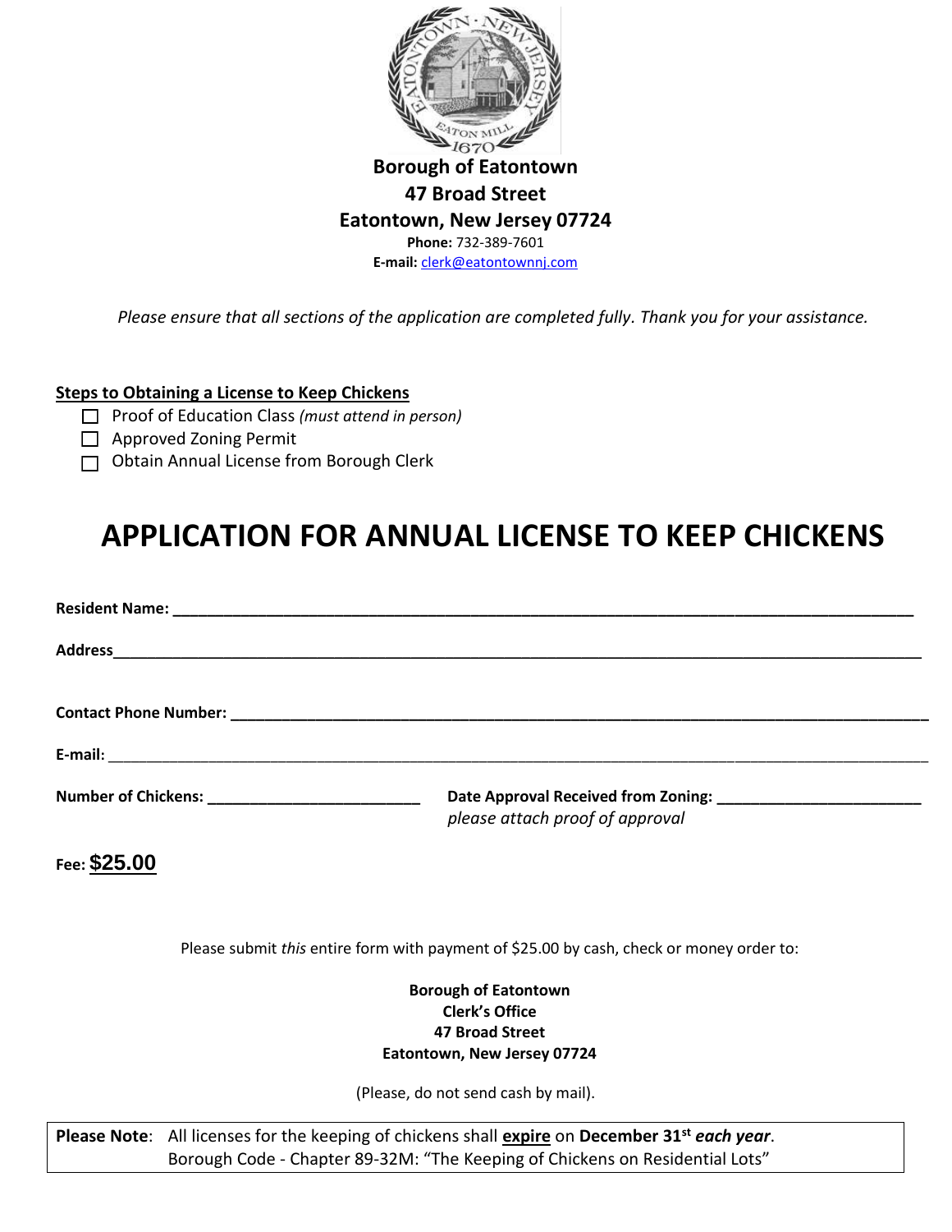**Borough of Eatontown**
**47 Broad Street**
**Eatontown, New Jersey 07724**
**Phone:** 732-389-7601
**E-mail:** clerk@eatontownnj.com

*Please ensure that all sections of the application are completed fully. Thank you for your assistance.*

**Steps to Obtaining a License to Keep Chickens**

- ☐ Proof of Education Class *(must attend in person)*
- ☐ Approved Zoning Permit
- ☐ Obtain Annual License from Borough Clerk

# APPLICATION FOR ANNUAL LICENSE TO KEEP CHICKENS

**Resident Name:** ______________________________________________

**Address** ______________________________________________

**Contact Phone Number:** ______________________________________________

**E-mail:** ______________________________________________

**Number of Chickens:** ________________________ **Date Approval Received from Zoning:** ________________________
*please attach proof of approval*

**Fee: $25.00**

Please submit *this* entire form with payment of $25.00 by cash, check or money order to:

**Borough of Eatontown**
**Clerk's Office**
**47 Broad Street**
**Eatontown, New Jersey 07724**

(Please, do not send cash by mail).

**Please Note**: All licenses for the keeping of chickens shall **expire** on **December 31st** ***each year***.
Borough Code - Chapter 89-32M: "The Keeping of Chickens on Residential Lots"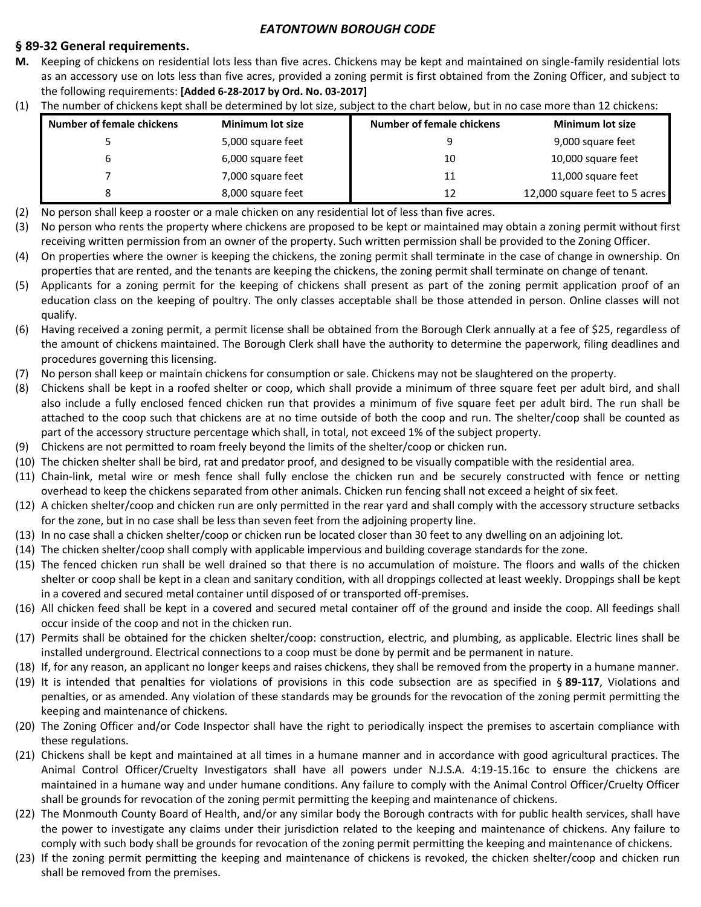***EATONTOWN BOROUGH CODE***

## § 89-32 General requirements.

**M.** Keeping of chickens on residential lots less than five acres. Chickens may be kept and maintained on single-family residential lots as an accessory use on lots less than five acres, provided a zoning permit is first obtained from the Zoning Officer, and subject to the following requirements: **[Added 6-28-2017 by Ord. No. 03-2017]**

(1) The number of chickens kept shall be determined by lot size, subject to the chart below, but in no case more than 12 chickens:

| Number of female chickens | Minimum lot size | Number of female chickens | Minimum lot size |
|---|---|---|---|
| 5 | 5,000 square feet | 9 | 9,000 square feet |
| 6 | 6,000 square feet | 10 | 10,000 square feet |
| 7 | 7,000 square feet | 11 | 11,000 square feet |
| 8 | 8,000 square feet | 12 | 12,000 square feet to 5 acres |

(2) No person shall keep a rooster or a male chicken on any residential lot of less than five acres.

(3) No person who rents the property where chickens are proposed to be kept or maintained may obtain a zoning permit without first receiving written permission from an owner of the property. Such written permission shall be provided to the Zoning Officer.

(4) On properties where the owner is keeping the chickens, the zoning permit shall terminate in the case of change in ownership. On properties that are rented, and the tenants are keeping the chickens, the zoning permit shall terminate on change of tenant.

(5) Applicants for a zoning permit for the keeping of chickens shall present as part of the zoning permit application proof of an education class on the keeping of poultry. The only classes acceptable shall be those attended in person. Online classes will not qualify.

(6) Having received a zoning permit, a permit license shall be obtained from the Borough Clerk annually at a fee of $25, regardless of the amount of chickens maintained. The Borough Clerk shall have the authority to determine the paperwork, filing deadlines and procedures governing this licensing.

(7) No person shall keep or maintain chickens for consumption or sale. Chickens may not be slaughtered on the property.

(8) Chickens shall be kept in a roofed shelter or coop, which shall provide a minimum of three square feet per adult bird, and shall also include a fully enclosed fenced chicken run that provides a minimum of five square feet per adult bird. The run shall be attached to the coop such that chickens are at no time outside of both the coop and run. The shelter/coop shall be counted as part of the accessory structure percentage which shall, in total, not exceed 1% of the subject property.

(9) Chickens are not permitted to roam freely beyond the limits of the shelter/coop or chicken run.

(10) The chicken shelter shall be bird, rat and predator proof, and designed to be visually compatible with the residential area.

(11) Chain-link, metal wire or mesh fence shall fully enclose the chicken run and be securely constructed with fence or netting overhead to keep the chickens separated from other animals. Chicken run fencing shall not exceed a height of six feet.

(12) A chicken shelter/coop and chicken run are only permitted in the rear yard and shall comply with the accessory structure setbacks for the zone, but in no case shall be less than seven feet from the adjoining property line.

(13) In no case shall a chicken shelter/coop or chicken run be located closer than 30 feet to any dwelling on an adjoining lot.

(14) The chicken shelter/coop shall comply with applicable impervious and building coverage standards for the zone.

(15) The fenced chicken run shall be well drained so that there is no accumulation of moisture. The floors and walls of the chicken shelter or coop shall be kept in a clean and sanitary condition, with all droppings collected at least weekly. Droppings shall be kept in a covered and secured metal container until disposed of or transported off-premises.

(16) All chicken feed shall be kept in a covered and secured metal container off of the ground and inside the coop. All feedings shall occur inside of the coop and not in the chicken run.

(17) Permits shall be obtained for the chicken shelter/coop: construction, electric, and plumbing, as applicable. Electric lines shall be installed underground. Electrical connections to a coop must be done by permit and be permanent in nature.

(18) If, for any reason, an applicant no longer keeps and raises chickens, they shall be removed from the property in a humane manner.

(19) It is intended that penalties for violations of provisions in this code subsection are as specified in § **89-117**, Violations and penalties, or as amended. Any violation of these standards may be grounds for the revocation of the zoning permit permitting the keeping and maintenance of chickens.

(20) The Zoning Officer and/or Code Inspector shall have the right to periodically inspect the premises to ascertain compliance with these regulations.

(21) Chickens shall be kept and maintained at all times in a humane manner and in accordance with good agricultural practices. The Animal Control Officer/Cruelty Investigators shall have all powers under N.J.S.A. 4:19-15.16c to ensure the chickens are maintained in a humane way and under humane conditions. Any failure to comply with the Animal Control Officer/Cruelty Officer shall be grounds for revocation of the zoning permit permitting the keeping and maintenance of chickens.

(22) The Monmouth County Board of Health, and/or any similar body the Borough contracts with for public health services, shall have the power to investigate any claims under their jurisdiction related to the keeping and maintenance of chickens. Any failure to comply with such body shall be grounds for revocation of the zoning permit permitting the keeping and maintenance of chickens.

(23) If the zoning permit permitting the keeping and maintenance of chickens is revoked, the chicken shelter/coop and chicken run shall be removed from the premises.